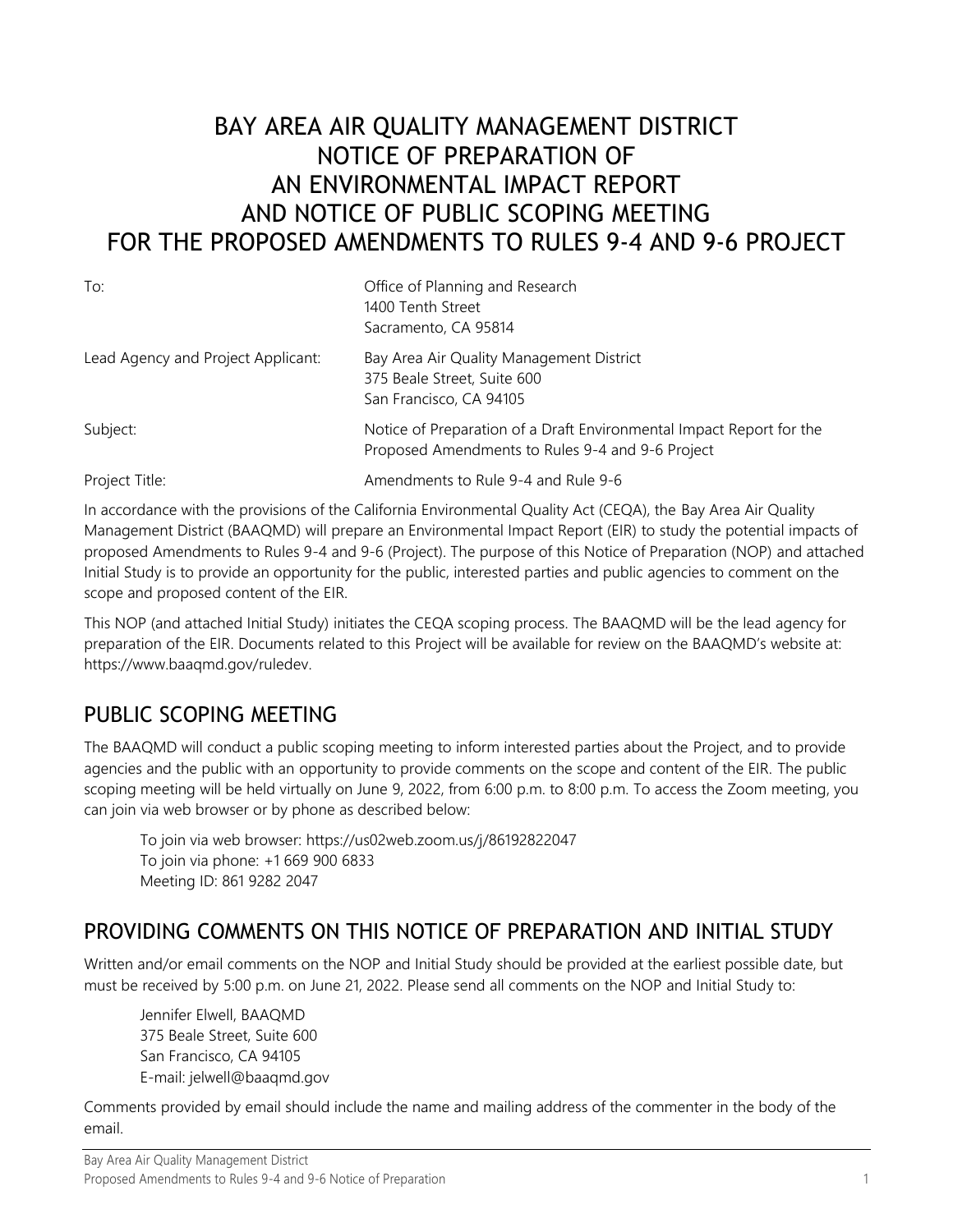# BAY AREA AIR QUALITY MANAGEMENT DISTRICT NOTICE OF PREPARATION OF AN ENVIRONMENTAL IMPACT REPORT AND NOTICE OF PUBLIC SCOPING MEETING FOR THE PROPOSED AMENDMENTS TO RULES 9-4 AND 9-6 PROJECT

| | |
|---|---|
| To: | Office of Planning and Research<br>1400 Tenth Street<br>Sacramento, CA 95814 |
| Lead Agency and Project Applicant: | Bay Area Air Quality Management District<br>375 Beale Street, Suite 600<br>San Francisco, CA 94105 |
| Subject: | Notice of Preparation of a Draft Environmental Impact Report for the Proposed Amendments to Rules 9-4 and 9-6 Project |
| Project Title: | Amendments to Rule 9-4 and Rule 9-6 |

In accordance with the provisions of the California Environmental Quality Act (CEQA), the Bay Area Air Quality Management District (BAAQMD) will prepare an Environmental Impact Report (EIR) to study the potential impacts of proposed Amendments to Rules 9-4 and 9-6 (Project). The purpose of this Notice of Preparation (NOP) and attached Initial Study is to provide an opportunity for the public, interested parties and public agencies to comment on the scope and proposed content of the EIR.

This NOP (and attached Initial Study) initiates the CEQA scoping process. The BAAQMD will be the lead agency for preparation of the EIR. Documents related to this Project will be available for review on the BAAQMD's website at: https://www.baaqmd.gov/ruledev.

## PUBLIC SCOPING MEETING

The BAAQMD will conduct a public scoping meeting to inform interested parties about the Project, and to provide agencies and the public with an opportunity to provide comments on the scope and content of the EIR. The public scoping meeting will be held virtually on June 9, 2022, from 6:00 p.m. to 8:00 p.m. To access the Zoom meeting, you can join via web browser or by phone as described below:

> To join via web browser: https://us02web.zoom.us/j/86192822047
> To join via phone: +1 669 900 6833
> Meeting ID: 861 9282 2047

## PROVIDING COMMENTS ON THIS NOTICE OF PREPARATION AND INITIAL STUDY

Written and/or email comments on the NOP and Initial Study should be provided at the earliest possible date, but must be received by 5:00 p.m. on June 21, 2022. Please send all comments on the NOP and Initial Study to:

> Jennifer Elwell, BAAQMD
> 375 Beale Street, Suite 600
> San Francisco, CA 94105
> E-mail: jelwell@baaqmd.gov

Comments provided by email should include the name and mailing address of the commenter in the body of the email.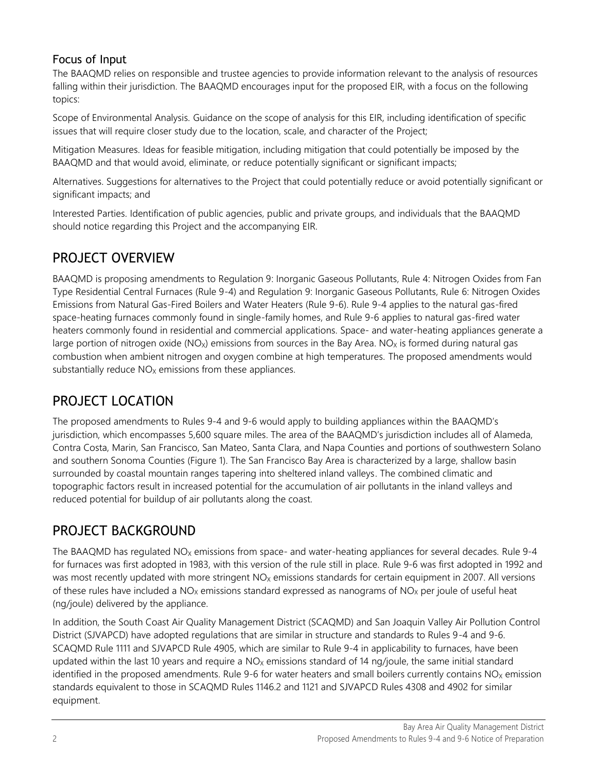### Focus of Input

The BAAQMD relies on responsible and trustee agencies to provide information relevant to the analysis of resources falling within their jurisdiction. The BAAQMD encourages input for the proposed EIR, with a focus on the following topics:

Scope of Environmental Analysis. Guidance on the scope of analysis for this EIR, including identification of specific issues that will require closer study due to the location, scale, and character of the Project;

Mitigation Measures. Ideas for feasible mitigation, including mitigation that could potentially be imposed by the BAAQMD and that would avoid, eliminate, or reduce potentially significant or significant impacts;

Alternatives. Suggestions for alternatives to the Project that could potentially reduce or avoid potentially significant or significant impacts; and

Interested Parties. Identification of public agencies, public and private groups, and individuals that the BAAQMD should notice regarding this Project and the accompanying EIR.

## PROJECT OVERVIEW

BAAQMD is proposing amendments to Regulation 9: Inorganic Gaseous Pollutants, Rule 4: Nitrogen Oxides from Fan Type Residential Central Furnaces (Rule 9-4) and Regulation 9: Inorganic Gaseous Pollutants, Rule 6: Nitrogen Oxides Emissions from Natural Gas-Fired Boilers and Water Heaters (Rule 9-6). Rule 9-4 applies to the natural gas-fired space-heating furnaces commonly found in single-family homes, and Rule 9-6 applies to natural gas-fired water heaters commonly found in residential and commercial applications. Space- and water-heating appliances generate a large portion of nitrogen oxide ($NO_X$) emissions from sources in the Bay Area. $NO_X$ is formed during natural gas combustion when ambient nitrogen and oxygen combine at high temperatures. The proposed amendments would substantially reduce $NO_X$ emissions from these appliances.

## PROJECT LOCATION

The proposed amendments to Rules 9-4 and 9-6 would apply to building appliances within the BAAQMD's jurisdiction, which encompasses 5,600 square miles. The area of the BAAQMD's jurisdiction includes all of Alameda, Contra Costa, Marin, San Francisco, San Mateo, Santa Clara, and Napa Counties and portions of southwestern Solano and southern Sonoma Counties (Figure 1). The San Francisco Bay Area is characterized by a large, shallow basin surrounded by coastal mountain ranges tapering into sheltered inland valleys. The combined climatic and topographic factors result in increased potential for the accumulation of air pollutants in the inland valleys and reduced potential for buildup of air pollutants along the coast.

## PROJECT BACKGROUND

The BAAQMD has regulated $NO_X$ emissions from space- and water-heating appliances for several decades. Rule 9-4 for furnaces was first adopted in 1983, with this version of the rule still in place. Rule 9-6 was first adopted in 1992 and was most recently updated with more stringent $NO_X$ emissions standards for certain equipment in 2007. All versions of these rules have included a $NO_X$ emissions standard expressed as nanograms of $NO_X$ per joule of useful heat (ng/joule) delivered by the appliance.

In addition, the South Coast Air Quality Management District (SCAQMD) and San Joaquin Valley Air Pollution Control District (SJVAPCD) have adopted regulations that are similar in structure and standards to Rules 9-4 and 9-6. SCAQMD Rule 1111 and SJVAPCD Rule 4905, which are similar to Rule 9-4 in applicability to furnaces, have been updated within the last 10 years and require a $NO_X$ emissions standard of 14 ng/joule, the same initial standard identified in the proposed amendments. Rule 9-6 for water heaters and small boilers currently contains $NO_X$ emission standards equivalent to those in SCAQMD Rules 1146.2 and 1121 and SJVAPCD Rules 4308 and 4902 for similar equipment.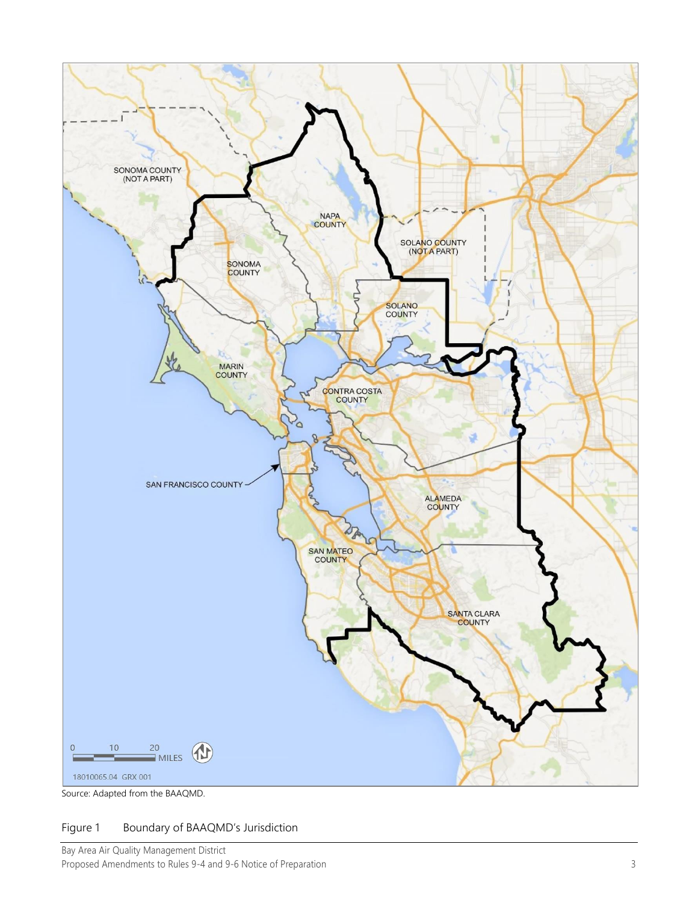SONOMA COUNTY (NOT A PART)

NAPA COUNTY

SOLANO COUNTY (NOT A PART)

SONOMA COUNTY

SOLANO COUNTY

MARIN COUNTY

CONTRA COSTA COUNTY

SAN FRANCISCO COUNTY

ALAMEDA COUNTY

SAN MATEO COUNTY

SANTA CLARA COUNTY

0 10 20 MILES

18010065.04 GRX 001

Source: Adapted from the BAAQMD.

Figure 1 Boundary of BAAQMD's Jurisdiction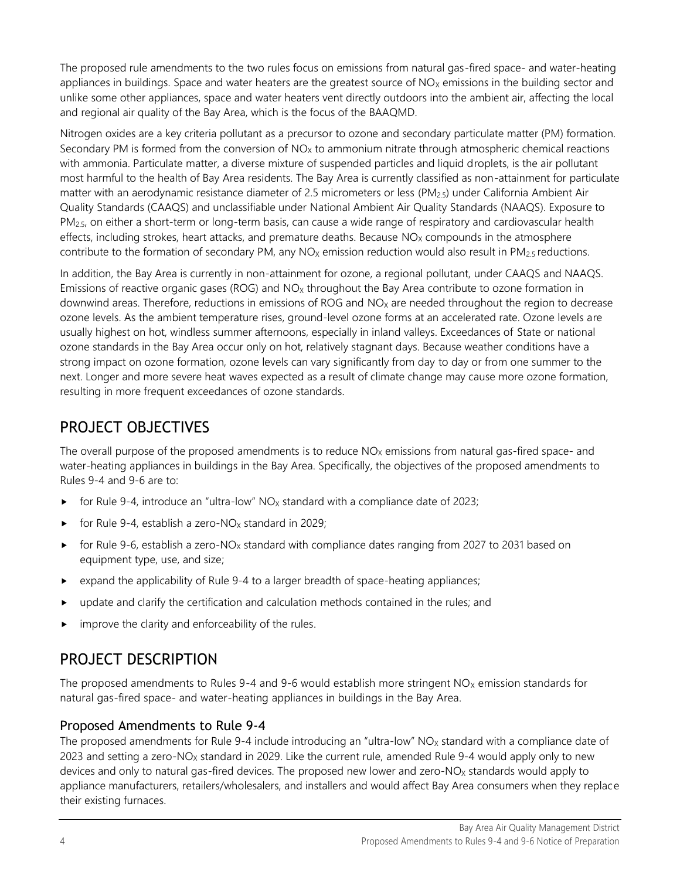The proposed rule amendments to the two rules focus on emissions from natural gas-fired space- and water-heating appliances in buildings. Space and water heaters are the greatest source of $NO_X$ emissions in the building sector and unlike some other appliances, space and water heaters vent directly outdoors into the ambient air, affecting the local and regional air quality of the Bay Area, which is the focus of the BAAQMD.

Nitrogen oxides are a key criteria pollutant as a precursor to ozone and secondary particulate matter (PM) formation. Secondary PM is formed from the conversion of $NO_X$ to ammonium nitrate through atmospheric chemical reactions with ammonia. Particulate matter, a diverse mixture of suspended particles and liquid droplets, is the air pollutant most harmful to the health of Bay Area residents. The Bay Area is currently classified as non-attainment for particulate matter with an aerodynamic resistance diameter of 2.5 micrometers or less ($PM_{2.5}$) under California Ambient Air Quality Standards (CAAQS) and unclassifiable under National Ambient Air Quality Standards (NAAQS). Exposure to $PM_{2.5}$, on either a short-term or long-term basis, can cause a wide range of respiratory and cardiovascular health effects, including strokes, heart attacks, and premature deaths. Because $NO_X$ compounds in the atmosphere contribute to the formation of secondary PM, any $NO_X$ emission reduction would also result in $PM_{2.5}$ reductions.

In addition, the Bay Area is currently in non-attainment for ozone, a regional pollutant, under CAAQS and NAAQS. Emissions of reactive organic gases (ROG) and $NO_X$ throughout the Bay Area contribute to ozone formation in downwind areas. Therefore, reductions in emissions of ROG and $NO_X$ are needed throughout the region to decrease ozone levels. As the ambient temperature rises, ground-level ozone forms at an accelerated rate. Ozone levels are usually highest on hot, windless summer afternoons, especially in inland valleys. Exceedances of State or national ozone standards in the Bay Area occur only on hot, relatively stagnant days. Because weather conditions have a strong impact on ozone formation, ozone levels can vary significantly from day to day or from one summer to the next. Longer and more severe heat waves expected as a result of climate change may cause more ozone formation, resulting in more frequent exceedances of ozone standards.

## PROJECT OBJECTIVES

The overall purpose of the proposed amendments is to reduce $NO_X$ emissions from natural gas-fired space- and water-heating appliances in buildings in the Bay Area. Specifically, the objectives of the proposed amendments to Rules 9-4 and 9-6 are to:

- for Rule 9-4, introduce an "ultra-low" $NO_X$ standard with a compliance date of 2023;
- for Rule 9-4, establish a zero-$NO_X$ standard in 2029;
- for Rule 9-6, establish a zero-$NO_X$ standard with compliance dates ranging from 2027 to 2031 based on equipment type, use, and size;
- expand the applicability of Rule 9-4 to a larger breadth of space-heating appliances;
- update and clarify the certification and calculation methods contained in the rules; and
- improve the clarity and enforceability of the rules.

## PROJECT DESCRIPTION

The proposed amendments to Rules 9-4 and 9-6 would establish more stringent $NO_X$ emission standards for natural gas-fired space- and water-heating appliances in buildings in the Bay Area.

### Proposed Amendments to Rule 9-4

The proposed amendments for Rule 9-4 include introducing an "ultra-low" $NO_X$ standard with a compliance date of 2023 and setting a zero-$NO_X$ standard in 2029. Like the current rule, amended Rule 9-4 would apply only to new devices and only to natural gas-fired devices. The proposed new lower and zero-$NO_X$ standards would apply to appliance manufacturers, retailers/wholesalers, and installers and would affect Bay Area consumers when they replace their existing furnaces.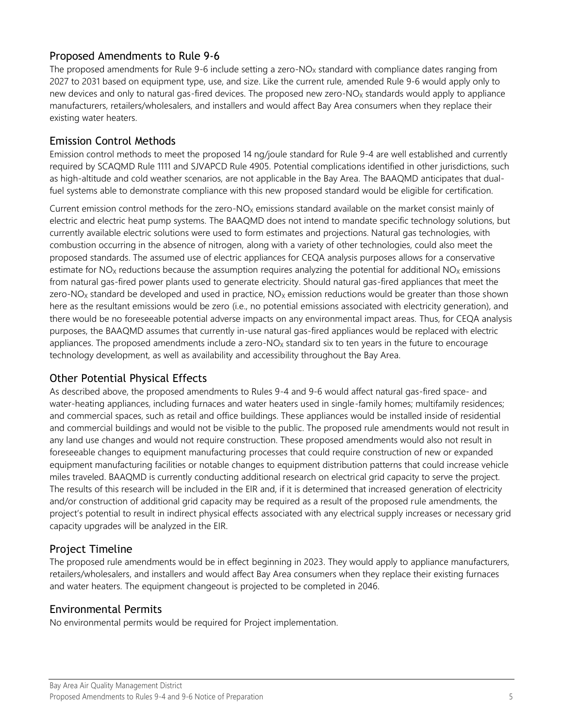## Proposed Amendments to Rule 9-6

The proposed amendments for Rule 9-6 include setting a zero-$NO_X$ standard with compliance dates ranging from 2027 to 2031 based on equipment type, use, and size. Like the current rule, amended Rule 9-6 would apply only to new devices and only to natural gas-fired devices. The proposed new zero-$NO_X$ standards would apply to appliance manufacturers, retailers/wholesalers, and installers and would affect Bay Area consumers when they replace their existing water heaters.

## Emission Control Methods

Emission control methods to meet the proposed 14 ng/joule standard for Rule 9-4 are well established and currently required by SCAQMD Rule 1111 and SJVAPCD Rule 4905. Potential complications identified in other jurisdictions, such as high-altitude and cold weather scenarios, are not applicable in the Bay Area. The BAAQMD anticipates that dual-fuel systems able to demonstrate compliance with this new proposed standard would be eligible for certification.

Current emission control methods for the zero-$NO_X$ emissions standard available on the market consist mainly of electric and electric heat pump systems. The BAAQMD does not intend to mandate specific technology solutions, but currently available electric solutions were used to form estimates and projections. Natural gas technologies, with combustion occurring in the absence of nitrogen, along with a variety of other technologies, could also meet the proposed standards. The assumed use of electric appliances for CEQA analysis purposes allows for a conservative estimate for $NO_X$ reductions because the assumption requires analyzing the potential for additional $NO_X$ emissions from natural gas-fired power plants used to generate electricity. Should natural gas-fired appliances that meet the zero-$NO_X$ standard be developed and used in practice, $NO_X$ emission reductions would be greater than those shown here as the resultant emissions would be zero (i.e., no potential emissions associated with electricity generation), and there would be no foreseeable potential adverse impacts on any environmental impact areas. Thus, for CEQA analysis purposes, the BAAQMD assumes that currently in-use natural gas-fired appliances would be replaced with electric appliances. The proposed amendments include a zero-$NO_X$ standard six to ten years in the future to encourage technology development, as well as availability and accessibility throughout the Bay Area.

## Other Potential Physical Effects

As described above, the proposed amendments to Rules 9-4 and 9-6 would affect natural gas-fired space- and water-heating appliances, including furnaces and water heaters used in single-family homes; multifamily residences; and commercial spaces, such as retail and office buildings. These appliances would be installed inside of residential and commercial buildings and would not be visible to the public. The proposed rule amendments would not result in any land use changes and would not require construction. These proposed amendments would also not result in foreseeable changes to equipment manufacturing processes that could require construction of new or expanded equipment manufacturing facilities or notable changes to equipment distribution patterns that could increase vehicle miles traveled. BAAQMD is currently conducting additional research on electrical grid capacity to serve the project. The results of this research will be included in the EIR and, if it is determined that increased generation of electricity and/or construction of additional grid capacity may be required as a result of the proposed rule amendments, the project's potential to result in indirect physical effects associated with any electrical supply increases or necessary grid capacity upgrades will be analyzed in the EIR.

## Project Timeline

The proposed rule amendments would be in effect beginning in 2023. They would apply to appliance manufacturers, retailers/wholesalers, and installers and would affect Bay Area consumers when they replace their existing furnaces and water heaters. The equipment changeout is projected to be completed in 2046.

## Environmental Permits

No environmental permits would be required for Project implementation.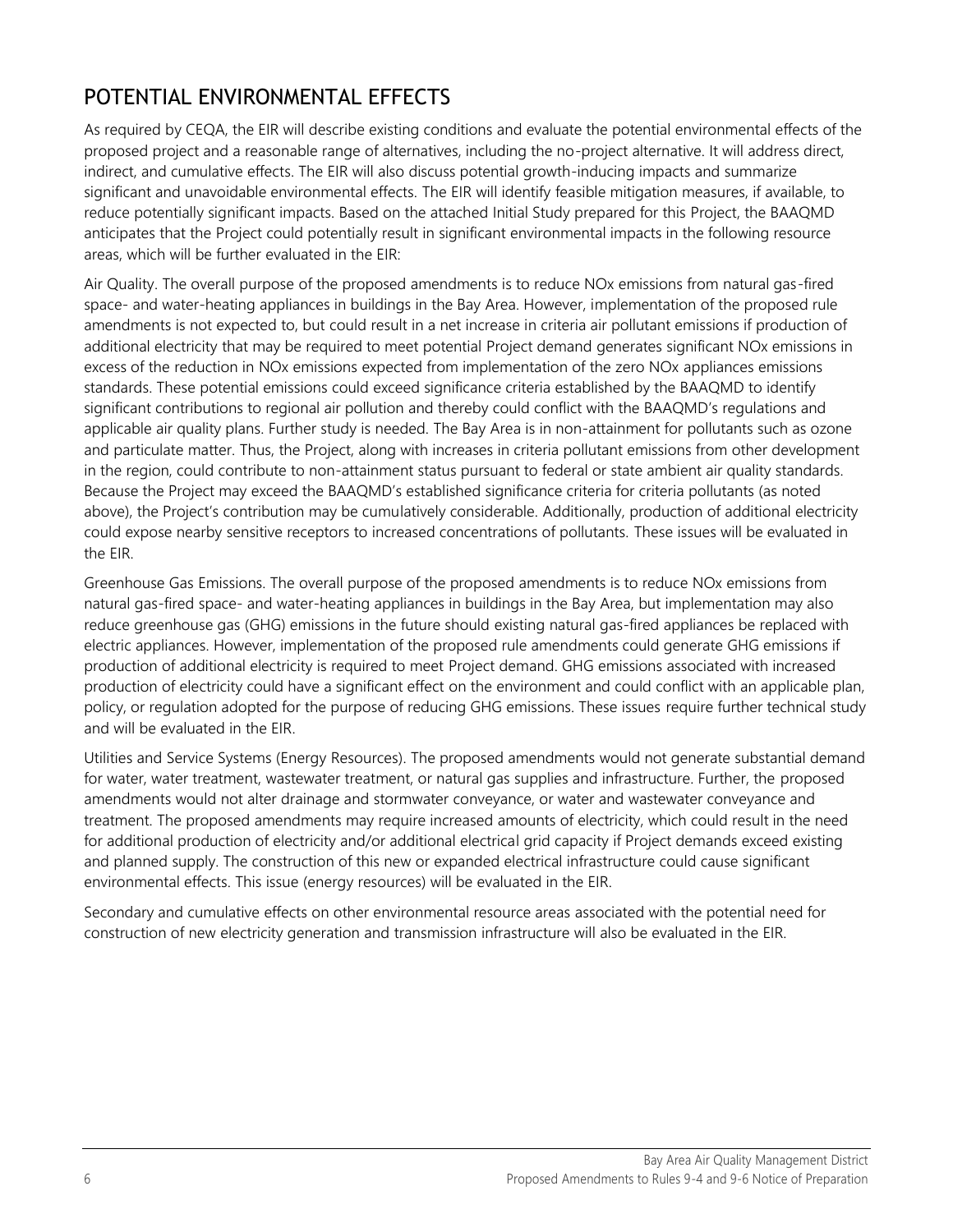## POTENTIAL ENVIRONMENTAL EFFECTS

As required by CEQA, the EIR will describe existing conditions and evaluate the potential environmental effects of the proposed project and a reasonable range of alternatives, including the no-project alternative. It will address direct, indirect, and cumulative effects. The EIR will also discuss potential growth-inducing impacts and summarize significant and unavoidable environmental effects. The EIR will identify feasible mitigation measures, if available, to reduce potentially significant impacts. Based on the attached Initial Study prepared for this Project, the BAAQMD anticipates that the Project could potentially result in significant environmental impacts in the following resource areas, which will be further evaluated in the EIR:

Air Quality. The overall purpose of the proposed amendments is to reduce NOx emissions from natural gas-fired space- and water-heating appliances in buildings in the Bay Area. However, implementation of the proposed rule amendments is not expected to, but could result in a net increase in criteria air pollutant emissions if production of additional electricity that may be required to meet potential Project demand generates significant NOx emissions in excess of the reduction in NOx emissions expected from implementation of the zero NOx appliances emissions standards. These potential emissions could exceed significance criteria established by the BAAQMD to identify significant contributions to regional air pollution and thereby could conflict with the BAAQMD's regulations and applicable air quality plans. Further study is needed. The Bay Area is in non-attainment for pollutants such as ozone and particulate matter. Thus, the Project, along with increases in criteria pollutant emissions from other development in the region, could contribute to non-attainment status pursuant to federal or state ambient air quality standards. Because the Project may exceed the BAAQMD's established significance criteria for criteria pollutants (as noted above), the Project's contribution may be cumulatively considerable. Additionally, production of additional electricity could expose nearby sensitive receptors to increased concentrations of pollutants. These issues will be evaluated in the EIR.

Greenhouse Gas Emissions. The overall purpose of the proposed amendments is to reduce NOx emissions from natural gas-fired space- and water-heating appliances in buildings in the Bay Area, but implementation may also reduce greenhouse gas (GHG) emissions in the future should existing natural gas-fired appliances be replaced with electric appliances. However, implementation of the proposed rule amendments could generate GHG emissions if production of additional electricity is required to meet Project demand. GHG emissions associated with increased production of electricity could have a significant effect on the environment and could conflict with an applicable plan, policy, or regulation adopted for the purpose of reducing GHG emissions. These issues require further technical study and will be evaluated in the EIR.

Utilities and Service Systems (Energy Resources). The proposed amendments would not generate substantial demand for water, water treatment, wastewater treatment, or natural gas supplies and infrastructure. Further, the proposed amendments would not alter drainage and stormwater conveyance, or water and wastewater conveyance and treatment. The proposed amendments may require increased amounts of electricity, which could result in the need for additional production of electricity and/or additional electrical grid capacity if Project demands exceed existing and planned supply. The construction of this new or expanded electrical infrastructure could cause significant environmental effects. This issue (energy resources) will be evaluated in the EIR.

Secondary and cumulative effects on other environmental resource areas associated with the potential need for construction of new electricity generation and transmission infrastructure will also be evaluated in the EIR.